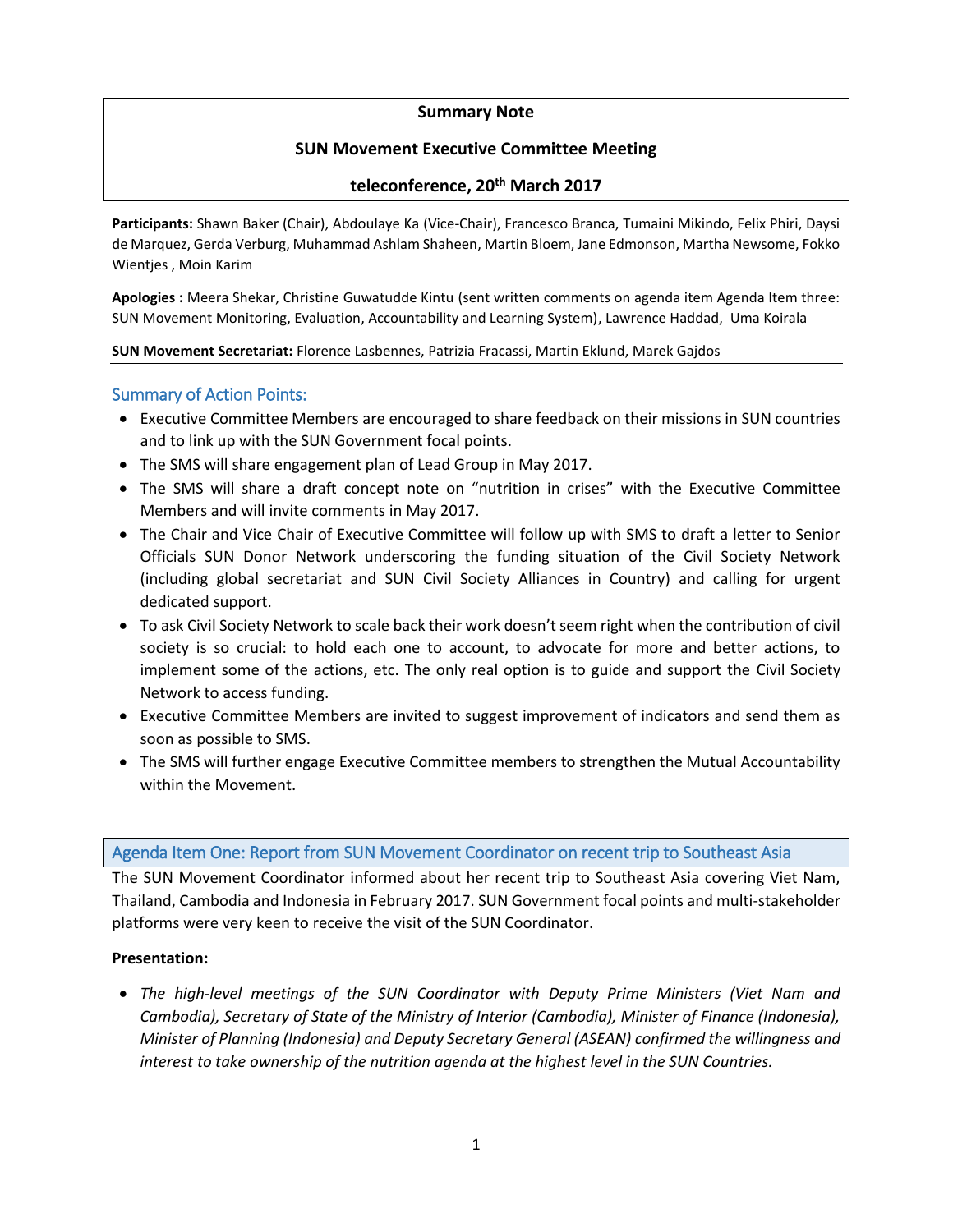**Summary Note**

**SUN Movement Executive Committee Meeting**

**teleconference, 20th March 2017**

**Participants:** Shawn Baker (Chair), Abdoulaye Ka (Vice-Chair), Francesco Branca, Tumaini Mikindo, Felix Phiri, Daysi de Marquez, Gerda Verburg, Muhammad Ashlam Shaheen, Martin Bloem, Jane Edmonson, Martha Newsome, Fokko Wientjes , Moin Karim

**Apologies :** Meera Shekar, Christine Guwatudde Kintu (sent written comments on agenda item Agenda Item three: SUN Movement Monitoring, Evaluation, Accountability and Learning System), Lawrence Haddad, Uma Koirala

**SUN Movement Secretariat:** Florence Lasbennes, Patrizia Fracassi, Martin Eklund, Marek Gajdos

## Summary of Action Points:

- Executive Committee Members are encouraged to share feedback on their missions in SUN countries and to link up with the SUN Government focal points.
- The SMS will share engagement plan of Lead Group in May 2017.
- The SMS will share a draft concept note on "nutrition in crises" with the Executive Committee Members and will invite comments in May 2017.
- The Chair and Vice Chair of Executive Committee will follow up with SMS to draft a letter to Senior Officials SUN Donor Network underscoring the funding situation of the Civil Society Network (including global secretariat and SUN Civil Society Alliances in Country) and calling for urgent dedicated support.
- To ask Civil Society Network to scale back their work doesn't seem right when the contribution of civil society is so crucial: to hold each one to account, to advocate for more and better actions, to implement some of the actions, etc. The only real option is to guide and support the Civil Society Network to access funding.
- Executive Committee Members are invited to suggest improvement of indicators and send them as soon as possible to SMS.
- The SMS will further engage Executive Committee members to strengthen the Mutual Accountability within the Movement.

## Agenda Item One: Report from SUN Movement Coordinator on recent trip to Southeast Asia

The SUN Movement Coordinator informed about her recent trip to Southeast Asia covering Viet Nam, Thailand, Cambodia and Indonesia in February 2017. SUN Government focal points and multi-stakeholder platforms were very keen to receive the visit of the SUN Coordinator.

**Presentation:**

- *The high-level meetings of the SUN Coordinator with Deputy Prime Ministers (Viet Nam and Cambodia), Secretary of State of the Ministry of Interior (Cambodia), Minister of Finance (Indonesia), Minister of Planning (Indonesia) and Deputy Secretary General (ASEAN) confirmed the willingness and interest to take ownership of the nutrition agenda at the highest level in the SUN Countries.*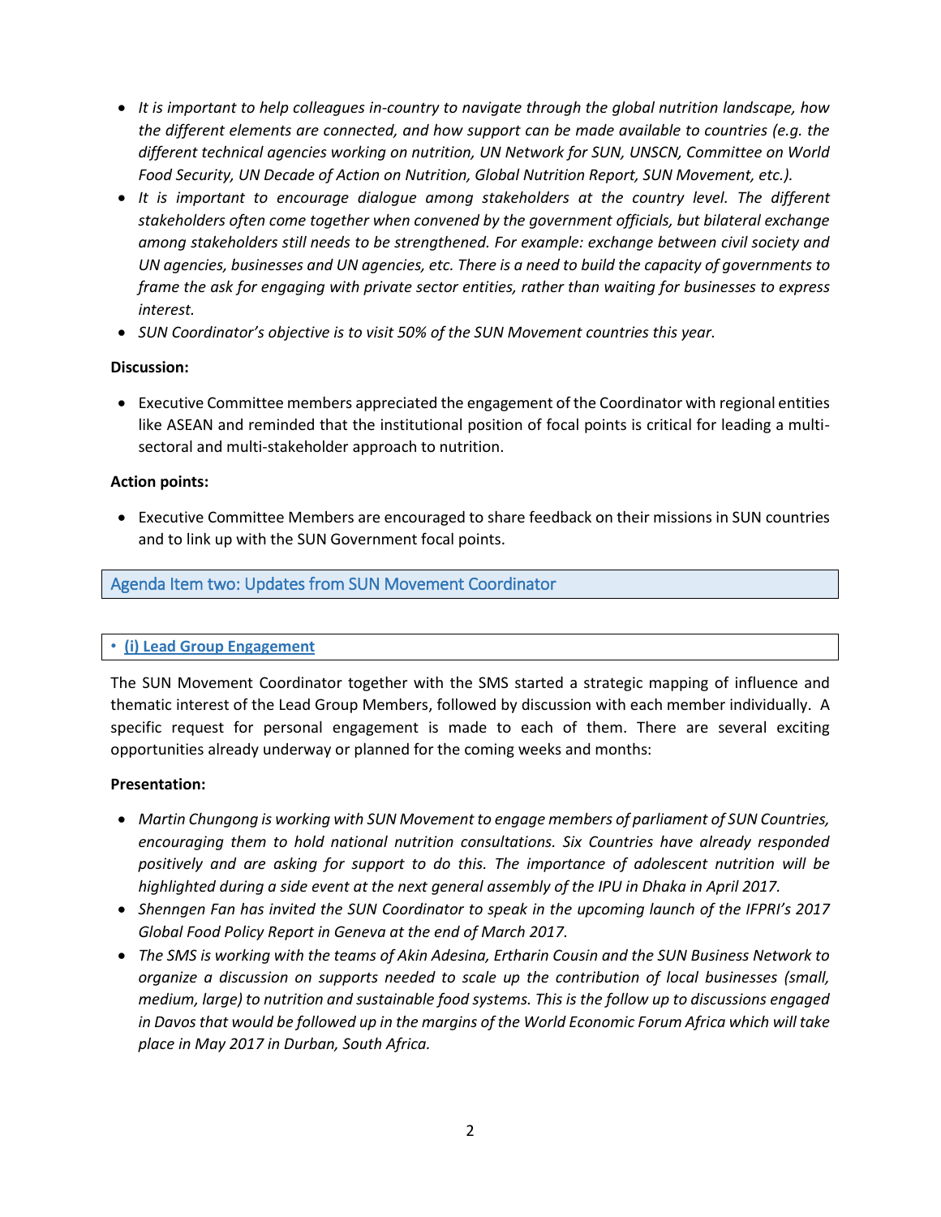- *It is important to help colleagues in-country to navigate through the global nutrition landscape, how the different elements are connected, and how support can be made available to countries (e.g. the different technical agencies working on nutrition, UN Network for SUN, UNSCN, Committee on World Food Security, UN Decade of Action on Nutrition, Global Nutrition Report, SUN Movement, etc.).*
- *It is important to encourage dialogue among stakeholders at the country level. The different stakeholders often come together when convened by the government officials, but bilateral exchange among stakeholders still needs to be strengthened. For example: exchange between civil society and UN agencies, businesses and UN agencies, etc. There is a need to build the capacity of governments to frame the ask for engaging with private sector entities, rather than waiting for businesses to express interest.*
- *SUN Coordinator's objective is to visit 50% of the SUN Movement countries this year.*

**Discussion:**

- Executive Committee members appreciated the engagement of the Coordinator with regional entities like ASEAN and reminded that the institutional position of focal points is critical for leading a multi-sectoral and multi-stakeholder approach to nutrition.

**Action points:**

- Executive Committee Members are encouraged to share feedback on their missions in SUN countries and to link up with the SUN Government focal points.

## Agenda Item two: Updates from SUN Movement Coordinator

### (i) Lead Group Engagement

The SUN Movement Coordinator together with the SMS started a strategic mapping of influence and thematic interest of the Lead Group Members, followed by discussion with each member individually. A specific request for personal engagement is made to each of them. There are several exciting opportunities already underway or planned for the coming weeks and months:

**Presentation:**

- *Martin Chungong is working with SUN Movement to engage members of parliament of SUN Countries, encouraging them to hold national nutrition consultations. Six Countries have already responded positively and are asking for support to do this. The importance of adolescent nutrition will be highlighted during a side event at the next general assembly of the IPU in Dhaka in April 2017.*
- *Shenngen Fan has invited the SUN Coordinator to speak in the upcoming launch of the IFPRI's 2017 Global Food Policy Report in Geneva at the end of March 2017.*
- *The SMS is working with the teams of Akin Adesina, Ertharin Cousin and the SUN Business Network to organize a discussion on supports needed to scale up the contribution of local businesses (small, medium, large) to nutrition and sustainable food systems. This is the follow up to discussions engaged in Davos that would be followed up in the margins of the World Economic Forum Africa which will take place in May 2017 in Durban, South Africa.*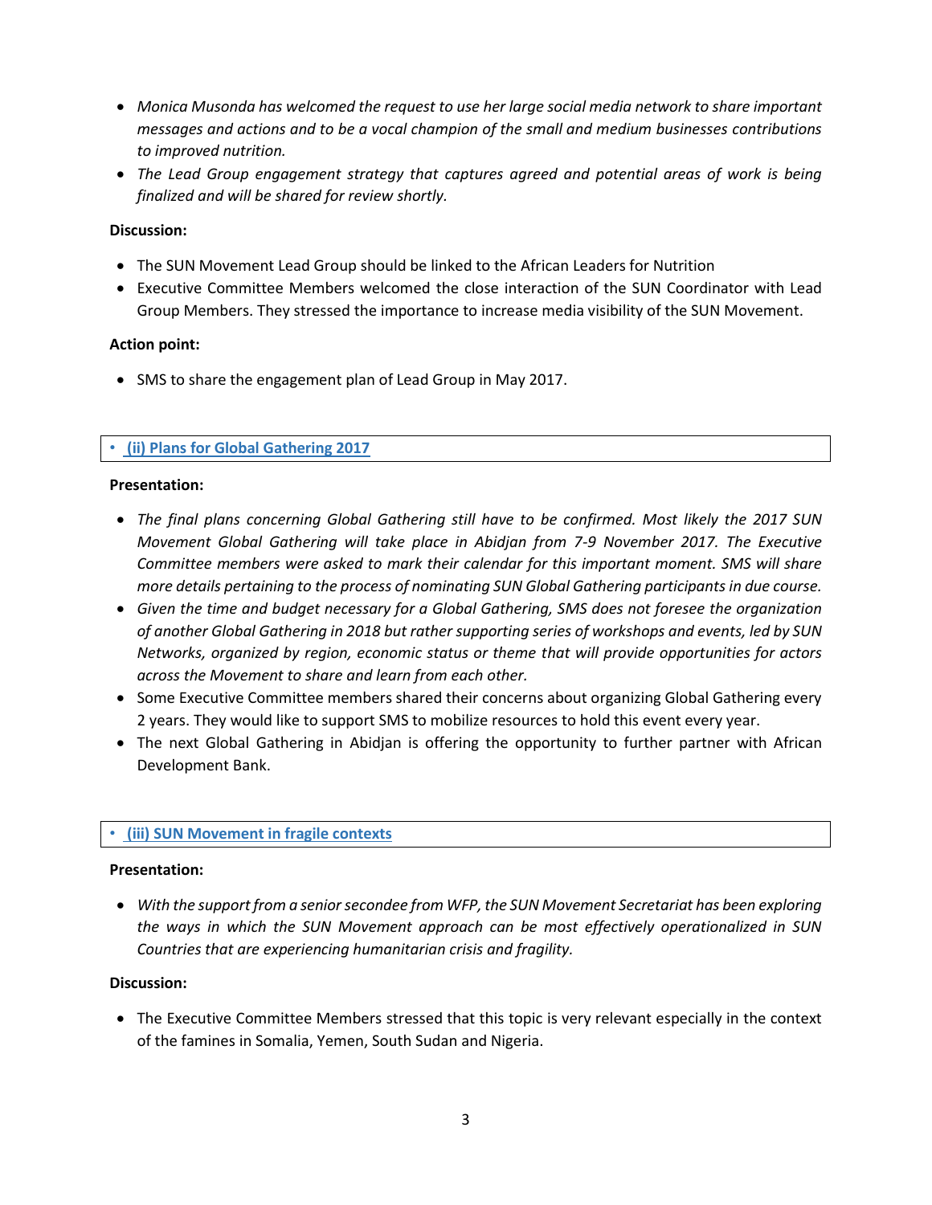- *Monica Musonda has welcomed the request to use her large social media network to share important messages and actions and to be a vocal champion of the small and medium businesses contributions to improved nutrition.*
- *The Lead Group engagement strategy that captures agreed and potential areas of work is being finalized and will be shared for review shortly.*

**Discussion:**

- The SUN Movement Lead Group should be linked to the African Leaders for Nutrition
- Executive Committee Members welcomed the close interaction of the SUN Coordinator with Lead Group Members. They stressed the importance to increase media visibility of the SUN Movement.

**Action point:**

- SMS to share the engagement plan of Lead Group in May 2017.

### (ii) Plans for Global Gathering 2017

**Presentation:**

- *The final plans concerning Global Gathering still have to be confirmed. Most likely the 2017 SUN Movement Global Gathering will take place in Abidjan from 7-9 November 2017. The Executive Committee members were asked to mark their calendar for this important moment. SMS will share more details pertaining to the process of nominating SUN Global Gathering participants in due course.*
- *Given the time and budget necessary for a Global Gathering, SMS does not foresee the organization of another Global Gathering in 2018 but rather supporting series of workshops and events, led by SUN Networks, organized by region, economic status or theme that will provide opportunities for actors across the Movement to share and learn from each other.*
- Some Executive Committee members shared their concerns about organizing Global Gathering every 2 years. They would like to support SMS to mobilize resources to hold this event every year.
- The next Global Gathering in Abidjan is offering the opportunity to further partner with African Development Bank.

### (iii) SUN Movement in fragile contexts

**Presentation:**

- *With the support from a senior secondee from WFP, the SUN Movement Secretariat has been exploring the ways in which the SUN Movement approach can be most effectively operationalized in SUN Countries that are experiencing humanitarian crisis and fragility.*

**Discussion:**

- The Executive Committee Members stressed that this topic is very relevant especially in the context of the famines in Somalia, Yemen, South Sudan and Nigeria.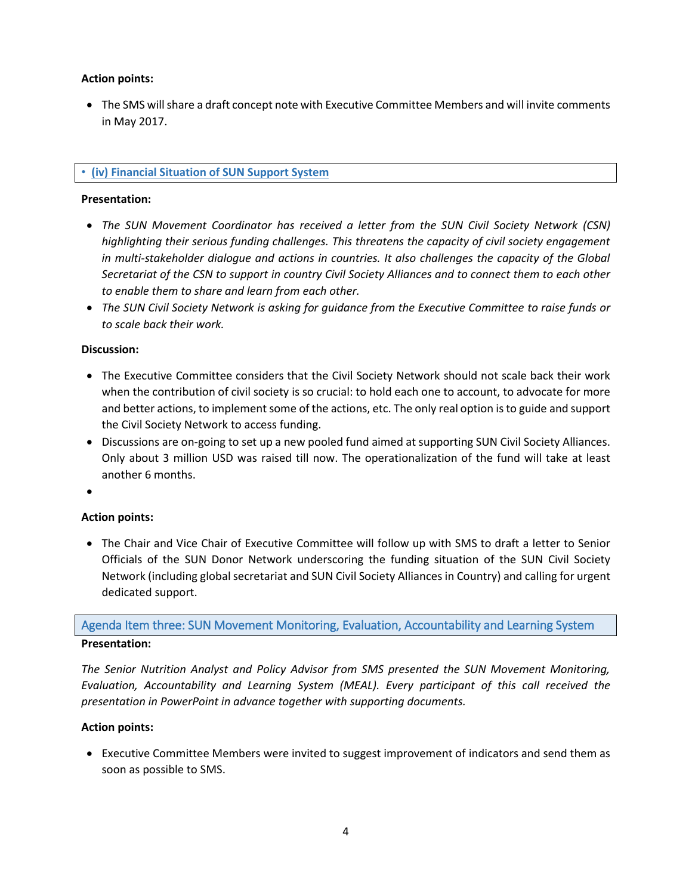**Action points:**

- The SMS will share a draft concept note with Executive Committee Members and will invite comments in May 2017.

### (iv) Financial Situation of SUN Support System

**Presentation:**

- *The SUN Movement Coordinator has received a letter from the SUN Civil Society Network (CSN) highlighting their serious funding challenges. This threatens the capacity of civil society engagement in multi-stakeholder dialogue and actions in countries. It also challenges the capacity of the Global Secretariat of the CSN to support in country Civil Society Alliances and to connect them to each other to enable them to share and learn from each other.*
- *The SUN Civil Society Network is asking for guidance from the Executive Committee to raise funds or to scale back their work.*

**Discussion:**

- The Executive Committee considers that the Civil Society Network should not scale back their work when the contribution of civil society is so crucial: to hold each one to account, to advocate for more and better actions, to implement some of the actions, etc. The only real option is to guide and support the Civil Society Network to access funding.
- Discussions are on-going to set up a new pooled fund aimed at supporting SUN Civil Society Alliances. Only about 3 million USD was raised till now. The operationalization of the fund will take at least another 6 months.

**Action points:**

- The Chair and Vice Chair of Executive Committee will follow up with SMS to draft a letter to Senior Officials of the SUN Donor Network underscoring the funding situation of the SUN Civil Society Network (including global secretariat and SUN Civil Society Alliances in Country) and calling for urgent dedicated support.

## Agenda Item three: SUN Movement Monitoring, Evaluation, Accountability and Learning System

**Presentation:**

*The Senior Nutrition Analyst and Policy Advisor from SMS presented the SUN Movement Monitoring, Evaluation, Accountability and Learning System (MEAL). Every participant of this call received the presentation in PowerPoint in advance together with supporting documents.*

**Action points:**

- Executive Committee Members were invited to suggest improvement of indicators and send them as soon as possible to SMS.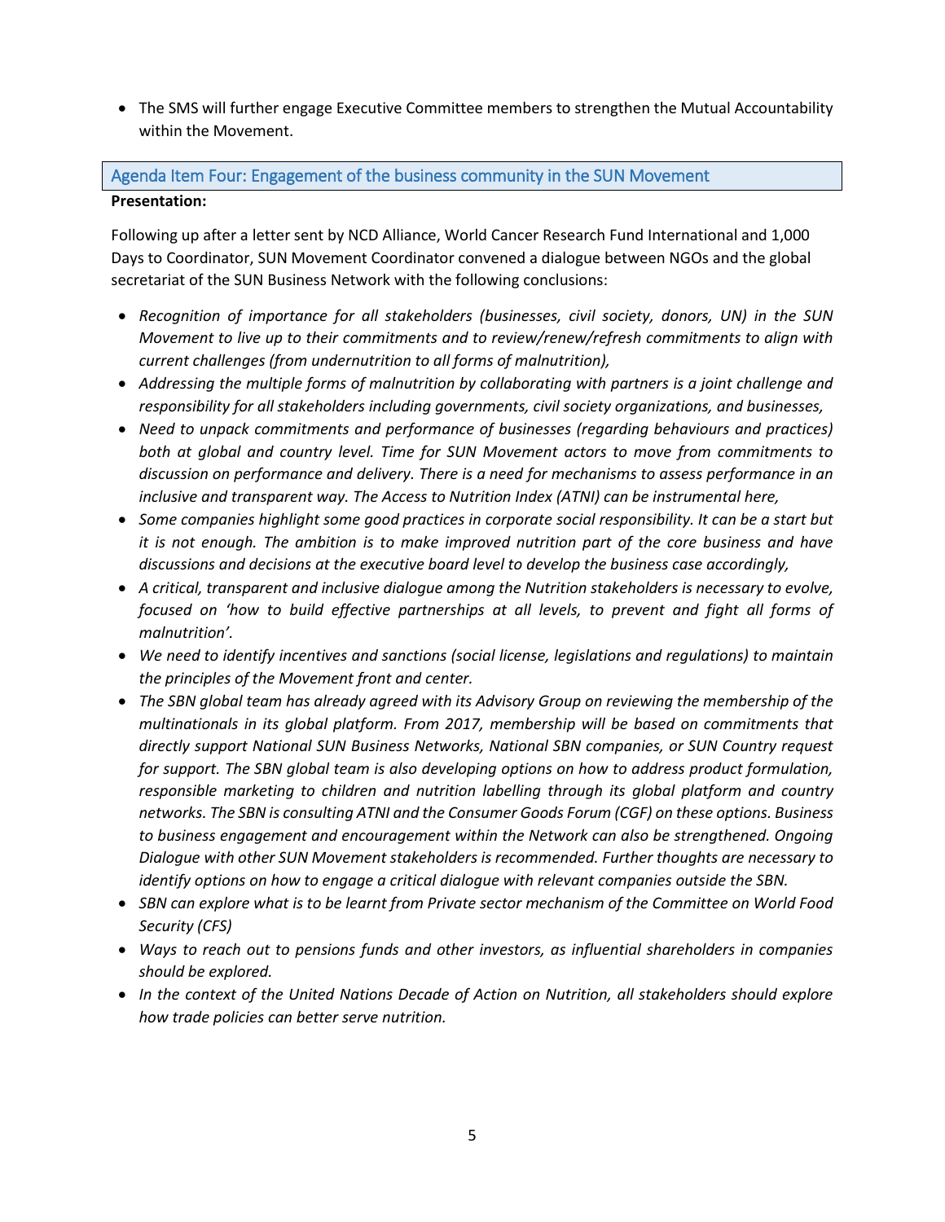- The SMS will further engage Executive Committee members to strengthen the Mutual Accountability within the Movement.

## Agenda Item Four: Engagement of the business community in the SUN Movement

**Presentation:**

Following up after a letter sent by NCD Alliance, World Cancer Research Fund International and 1,000 Days to Coordinator, SUN Movement Coordinator convened a dialogue between NGOs and the global secretariat of the SUN Business Network with the following conclusions:

- *Recognition of importance for all stakeholders (businesses, civil society, donors, UN) in the SUN Movement to live up to their commitments and to review/renew/refresh commitments to align with current challenges (from undernutrition to all forms of malnutrition),*
- *Addressing the multiple forms of malnutrition by collaborating with partners is a joint challenge and responsibility for all stakeholders including governments, civil society organizations, and businesses,*
- *Need to unpack commitments and performance of businesses (regarding behaviours and practices) both at global and country level. Time for SUN Movement actors to move from commitments to discussion on performance and delivery. There is a need for mechanisms to assess performance in an inclusive and transparent way. The Access to Nutrition Index (ATNI) can be instrumental here,*
- *Some companies highlight some good practices in corporate social responsibility. It can be a start but it is not enough. The ambition is to make improved nutrition part of the core business and have discussions and decisions at the executive board level to develop the business case accordingly,*
- *A critical, transparent and inclusive dialogue among the Nutrition stakeholders is necessary to evolve, focused on 'how to build effective partnerships at all levels, to prevent and fight all forms of malnutrition'.*
- *We need to identify incentives and sanctions (social license, legislations and regulations) to maintain the principles of the Movement front and center.*
- *The SBN global team has already agreed with its Advisory Group on reviewing the membership of the multinationals in its global platform. From 2017, membership will be based on commitments that directly support National SUN Business Networks, National SBN companies, or SUN Country request for support. The SBN global team is also developing options on how to address product formulation, responsible marketing to children and nutrition labelling through its global platform and country networks. The SBN is consulting ATNI and the Consumer Goods Forum (CGF) on these options. Business to business engagement and encouragement within the Network can also be strengthened. Ongoing Dialogue with other SUN Movement stakeholders is recommended. Further thoughts are necessary to identify options on how to engage a critical dialogue with relevant companies outside the SBN.*
- *SBN can explore what is to be learnt from Private sector mechanism of the Committee on World Food Security (CFS)*
- *Ways to reach out to pensions funds and other investors, as influential shareholders in companies should be explored.*
- *In the context of the United Nations Decade of Action on Nutrition, all stakeholders should explore how trade policies can better serve nutrition.*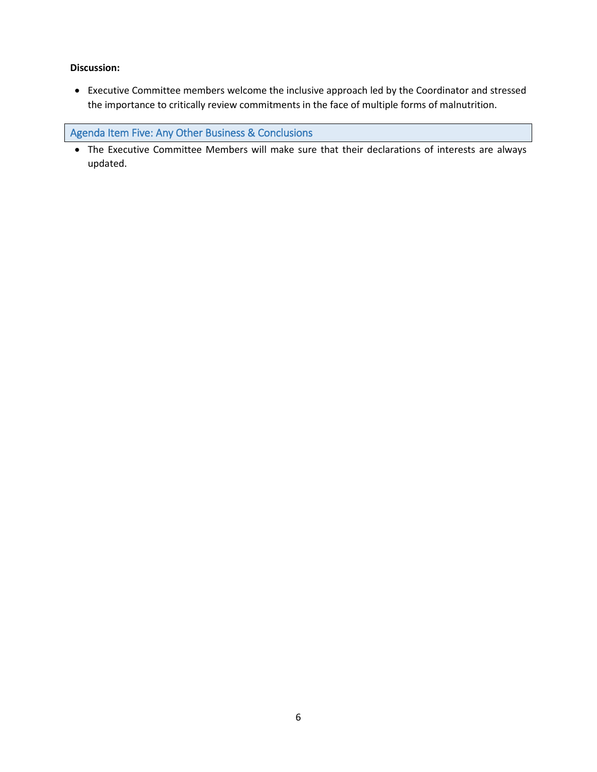**Discussion:**

- Executive Committee members welcome the inclusive approach led by the Coordinator and stressed the importance to critically review commitments in the face of multiple forms of malnutrition.

## Agenda Item Five: Any Other Business & Conclusions

- The Executive Committee Members will make sure that their declarations of interests are always updated.